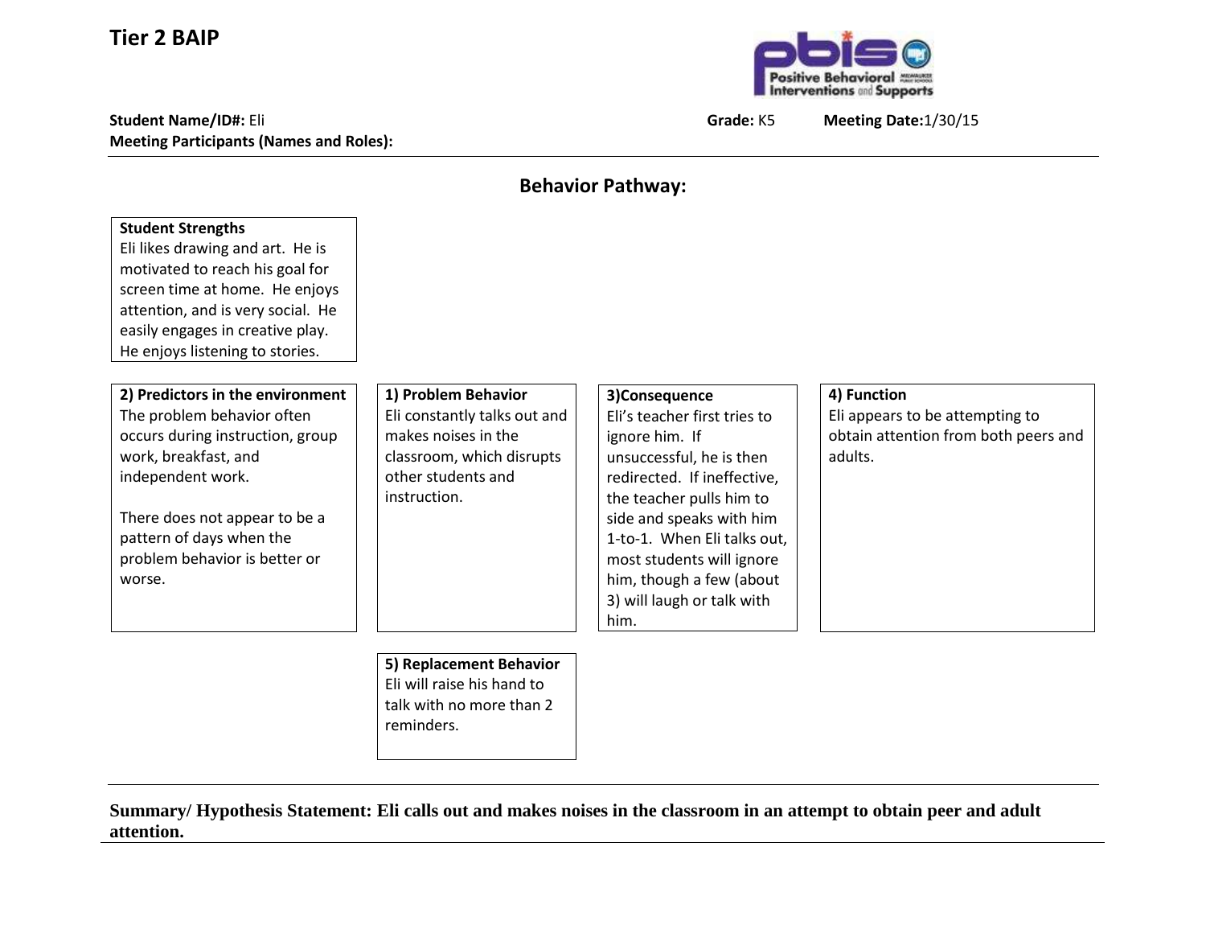# Tier 2 BAIP

**Student Name/ID#:** Eli **Grade:** K5 **Meeting Date:** 1/30/15
**Meeting Participants (Names and Roles):**

## Behavior Pathway:

**Student Strengths**
Eli likes drawing and art. He is motivated to reach his goal for screen time at home. He enjoys attention, and is very social. He easily engages in creative play. He enjoys listening to stories.

**2) Predictors in the environment**
The problem behavior often occurs during instruction, group work, breakfast, and independent work.

There does not appear to be a pattern of days when the problem behavior is better or worse.

**1) Problem Behavior**
Eli constantly talks out and makes noises in the classroom, which disrupts other students and instruction.

**3) Consequence**
Eli's teacher first tries to ignore him. If unsuccessful, he is then redirected. If ineffective, the teacher pulls him to side and speaks with him 1-to-1. When Eli talks out, most students will ignore him, though a few (about 3) will laugh or talk with him.

**4) Function**
Eli appears to be attempting to obtain attention from both peers and adults.

**5) Replacement Behavior**
Eli will raise his hand to talk with no more than 2 reminders.

**Summary/ Hypothesis Statement: Eli calls out and makes noises in the classroom in an attempt to obtain peer and adult attention.**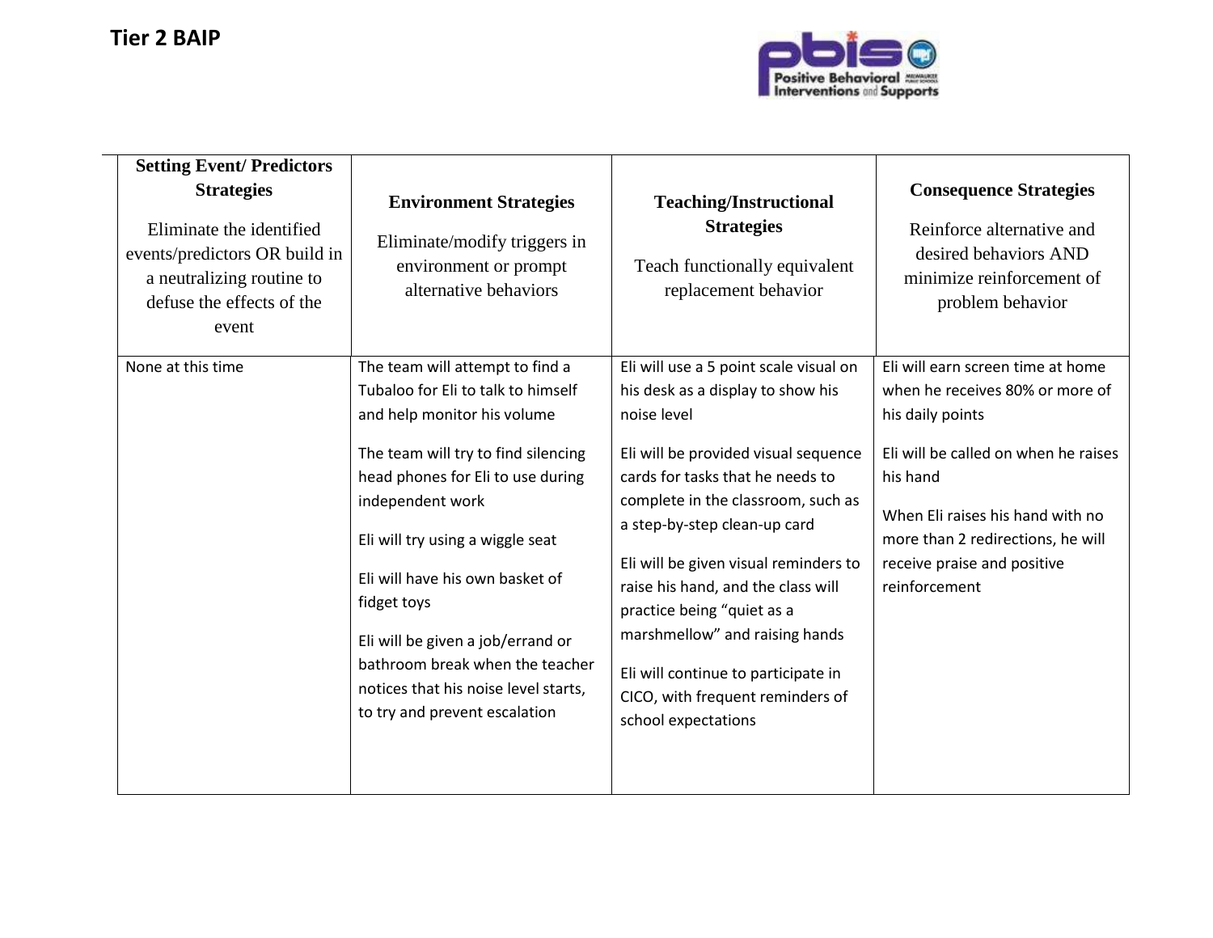## Tier 2 BAIP

| **Setting Event/ Predictors Strategies**<br><br>Eliminate the identified events/predictors OR build in a neutralizing routine to defuse the effects of the event | **Environment Strategies**<br><br>Eliminate/modify triggers in environment or prompt alternative behaviors | **Teaching/Instructional Strategies**<br><br>Teach functionally equivalent replacement behavior | **Consequence Strategies**<br><br>Reinforce alternative and desired behaviors AND minimize reinforcement of problem behavior |
|---|---|---|---|
| None at this time | The team will attempt to find a Tubaloo for Eli to talk to himself and help monitor his volume<br><br>The team will try to find silencing head phones for Eli to use during independent work<br><br>Eli will try using a wiggle seat<br><br>Eli will have his own basket of fidget toys<br><br>Eli will be given a job/errand or bathroom break when the teacher notices that his noise level starts, to try and prevent escalation | Eli will use a 5 point scale visual on his desk as a display to show his noise level<br><br>Eli will be provided visual sequence cards for tasks that he needs to complete in the classroom, such as a step-by-step clean-up card<br><br>Eli will be given visual reminders to raise his hand, and the class will practice being "quiet as a marshmellow" and raising hands<br><br>Eli will continue to participate in CICO, with frequent reminders of school expectations | Eli will earn screen time at home when he receives 80% or more of his daily points<br><br>Eli will be called on when he raises his hand<br><br>When Eli raises his hand with no more than 2 redirections, he will receive praise and positive reinforcement |